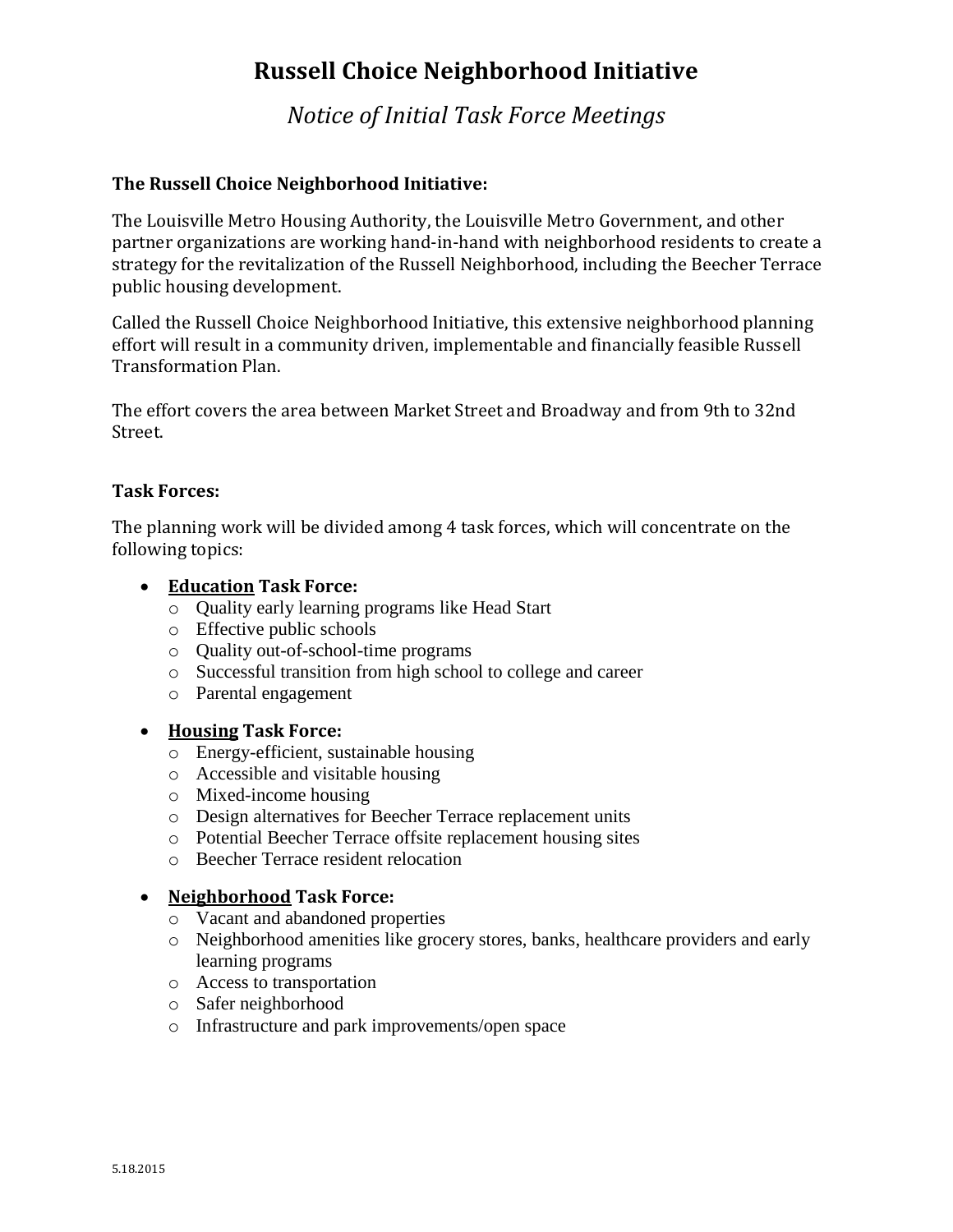# Russell Choice Neighborhood Initiative

## *Notice of Initial Task Force Meetings*

### The Russell Choice Neighborhood Initiative:

The Louisville Metro Housing Authority, the Louisville Metro Government, and other partner organizations are working hand-in-hand with neighborhood residents to create a strategy for the revitalization of the Russell Neighborhood, including the Beecher Terrace public housing development.

Called the Russell Choice Neighborhood Initiative, this extensive neighborhood planning effort will result in a community driven, implementable and financially feasible Russell Transformation Plan.

The effort covers the area between Market Street and Broadway and from 9th to 32nd Street.

### Task Forces:

The planning work will be divided among 4 task forces, which will concentrate on the following topics:

- **<u>Education</u> Task Force:**
  - Quality early learning programs like Head Start
  - Effective public schools
  - Quality out-of-school-time programs
  - Successful transition from high school to college and career
  - Parental engagement
- **<u>Housing</u> Task Force:**
  - Energy-efficient, sustainable housing
  - Accessible and visitable housing
  - Mixed-income housing
  - Design alternatives for Beecher Terrace replacement units
  - Potential Beecher Terrace offsite replacement housing sites
  - Beecher Terrace resident relocation
- **<u>Neighborhood</u> Task Force:**
  - Vacant and abandoned properties
  - Neighborhood amenities like grocery stores, banks, healthcare providers and early learning programs
  - Access to transportation
  - Safer neighborhood
  - Infrastructure and park improvements/open space

5.18.2015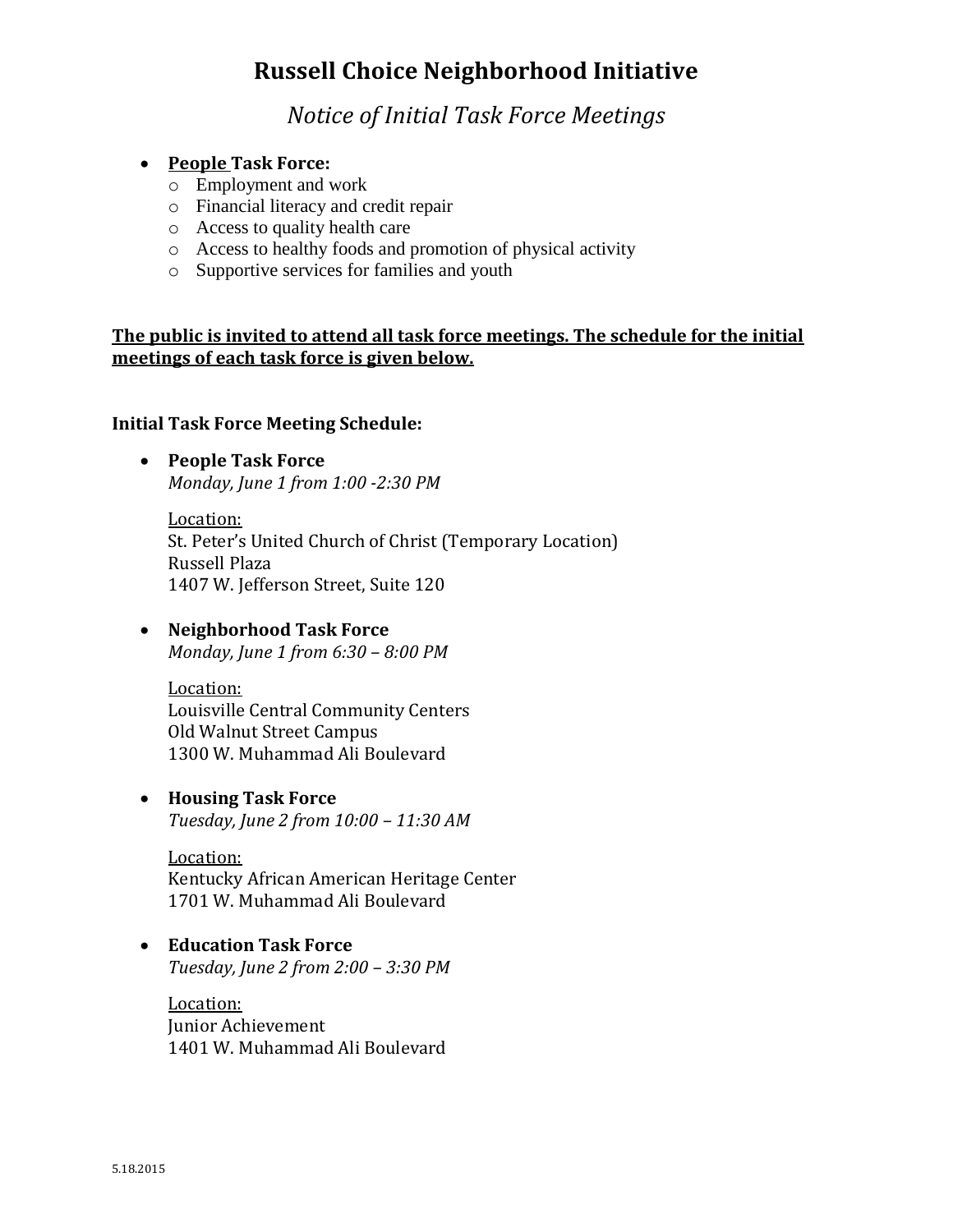# Russell Choice Neighborhood Initiative

## *Notice of Initial Task Force Meetings*

- **People Task Force:**
  - Employment and work
  - Financial literacy and credit repair
  - Access to quality health care
  - Access to healthy foods and promotion of physical activity
  - Supportive services for families and youth

**The public is invited to attend all task force meetings. The schedule for the initial meetings of each task force is given below.**

**Initial Task Force Meeting Schedule:**

- **People Task Force**
  *Monday, June 1 from 1:00 -2:30 PM*

  Location:
  St. Peter's United Church of Christ (Temporary Location)
  Russell Plaza
  1407 W. Jefferson Street, Suite 120

- **Neighborhood Task Force**
  *Monday, June 1 from 6:30 – 8:00 PM*

  Location:
  Louisville Central Community Centers
  Old Walnut Street Campus
  1300 W. Muhammad Ali Boulevard

- **Housing Task Force**
  *Tuesday, June 2 from 10:00 – 11:30 AM*

  Location:
  Kentucky African American Heritage Center
  1701 W. Muhammad Ali Boulevard

- **Education Task Force**
  *Tuesday, June 2 from 2:00 – 3:30 PM*

  Location:
  Junior Achievement
  1401 W. Muhammad Ali Boulevard

5.18.2015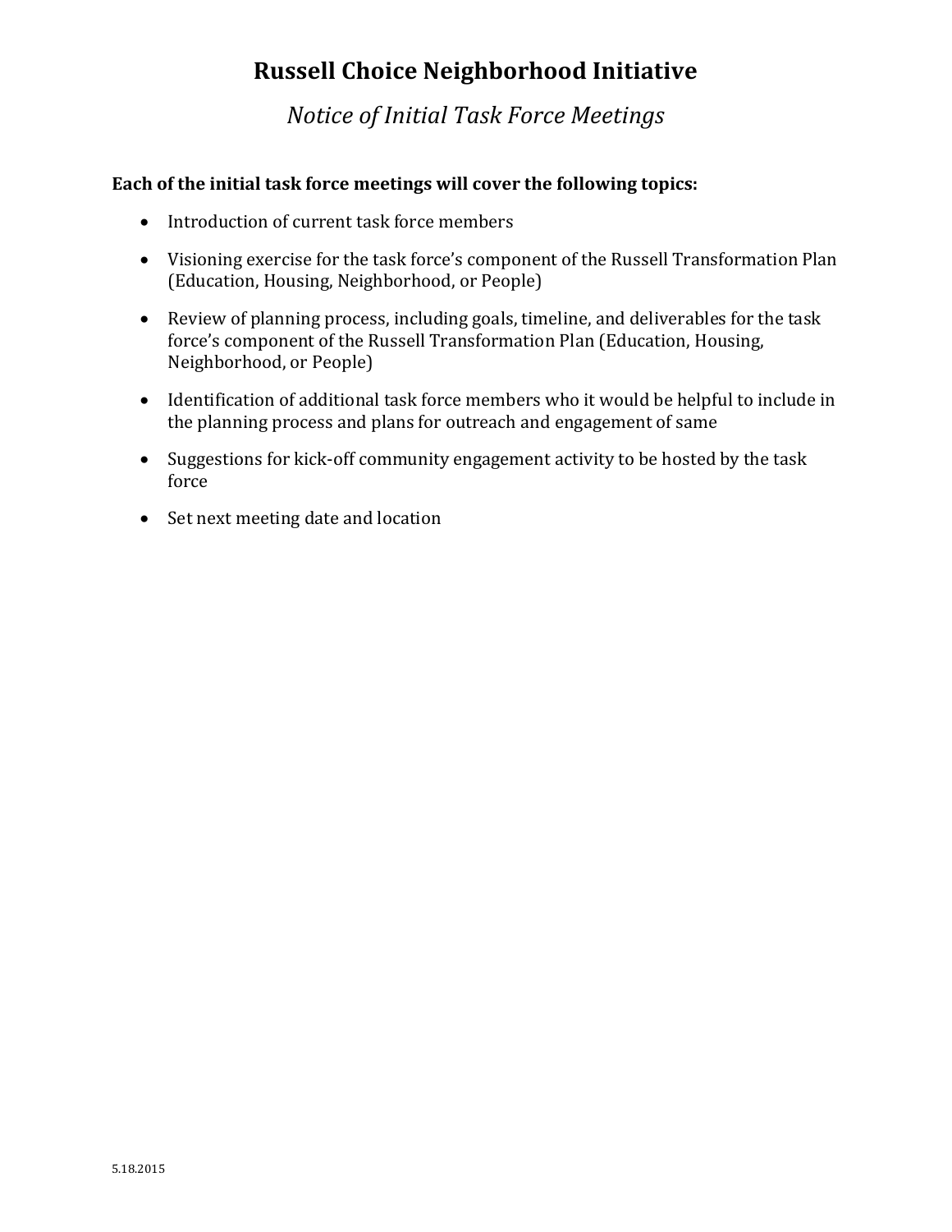# Russell Choice Neighborhood Initiative

## *Notice of Initial Task Force Meetings*

**Each of the initial task force meetings will cover the following topics:**

- Introduction of current task force members
- Visioning exercise for the task force's component of the Russell Transformation Plan (Education, Housing, Neighborhood, or People)
- Review of planning process, including goals, timeline, and deliverables for the task force's component of the Russell Transformation Plan (Education, Housing, Neighborhood, or People)
- Identification of additional task force members who it would be helpful to include in the planning process and plans for outreach and engagement of same
- Suggestions for kick-off community engagement activity to be hosted by the task force
- Set next meeting date and location

5.18.2015